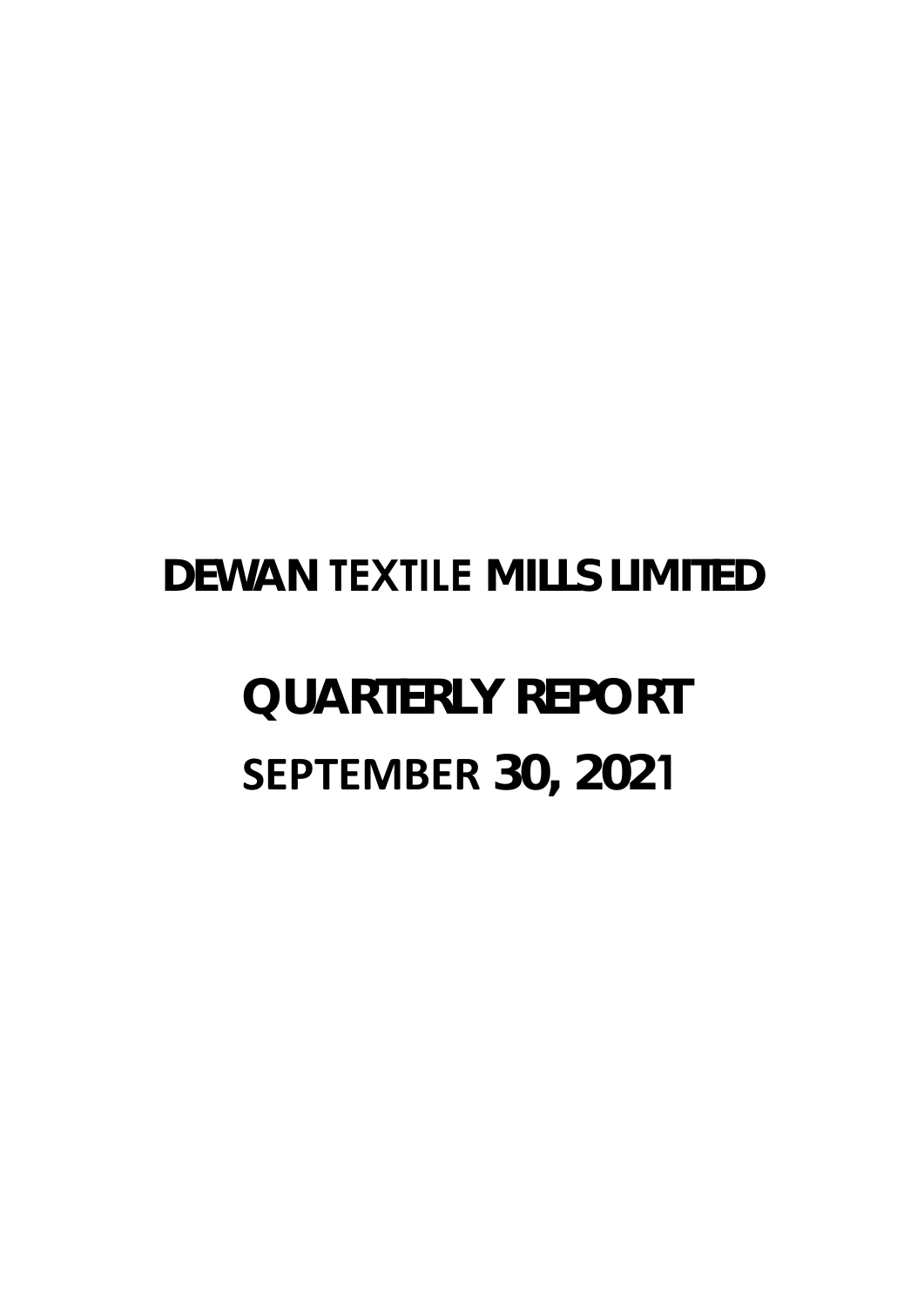# DEWAN TEXTILE MILLS LIMITED

# QUARTERLY REPORT

## SEPTEMBER 30, 2021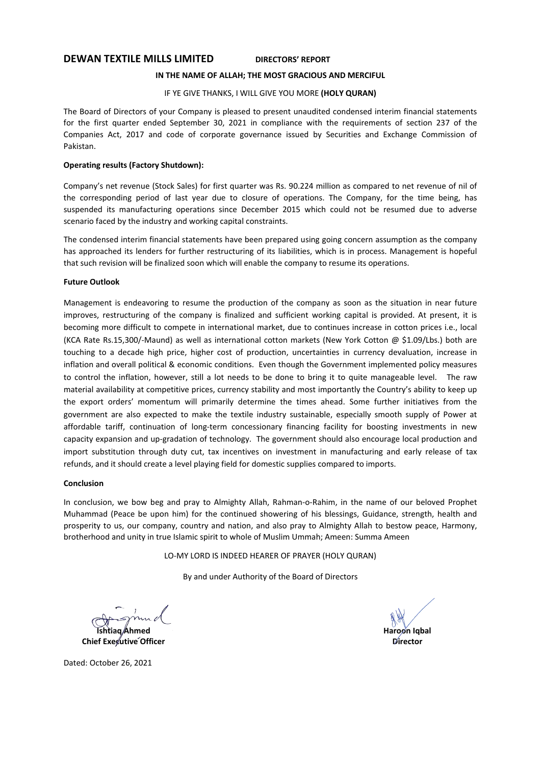## DEWAN TEXTILE MILLS LIMITED — DIRECTORS' REPORT

**IN THE NAME OF ALLAH; THE MOST GRACIOUS AND MERCIFUL**

IF YE GIVE THANKS, I WILL GIVE YOU MORE **(HOLY QURAN)**

The Board of Directors of your Company is pleased to present unaudited condensed interim financial statements for the first quarter ended September 30, 2021 in compliance with the requirements of section 237 of the Companies Act, 2017 and code of corporate governance issued by Securities and Exchange Commission of Pakistan.

**Operating results (Factory Shutdown):**

Company's net revenue (Stock Sales) for first quarter was Rs. 90.224 million as compared to net revenue of nil of the corresponding period of last year due to closure of operations. The Company, for the time being, has suspended its manufacturing operations since December 2015 which could not be resumed due to adverse scenario faced by the industry and working capital constraints.

The condensed interim financial statements have been prepared using going concern assumption as the company has approached its lenders for further restructuring of its liabilities, which is in process. Management is hopeful that such revision will be finalized soon which will enable the company to resume its operations.

**Future Outlook**

Management is endeavoring to resume the production of the company as soon as the situation in near future improves, restructuring of the company is finalized and sufficient working capital is provided. At present, it is becoming more difficult to compete in international market, due to continues increase in cotton prices i.e., local (KCA Rate Rs.15,300/-Maund) as well as international cotton markets (New York Cotton @ $1.09/Lbs.) both are touching to a decade high price, higher cost of production, uncertainties in currency devaluation, increase in inflation and overall political & economic conditions. Even though the Government implemented policy measures to control the inflation, however, still a lot needs to be done to bring it to quite manageable level. The raw material availability at competitive prices, currency stability and most importantly the Country's ability to keep up the export orders' momentum will primarily determine the times ahead. Some further initiatives from the government are also expected to make the textile industry sustainable, especially smooth supply of Power at affordable tariff, continuation of long-term concessionary financing facility for boosting investments in new capacity expansion and up-gradation of technology. The government should also encourage local production and import substitution through duty cut, tax incentives on investment in manufacturing and early release of tax refunds, and it should create a level playing field for domestic supplies compared to imports.

**Conclusion**

In conclusion, we bow beg and pray to Almighty Allah, Rahman-o-Rahim, in the name of our beloved Prophet Muhammad (Peace be upon him) for the continued showering of his blessings, Guidance, strength, health and prosperity to us, our company, country and nation, and also pray to Almighty Allah to bestow peace, Harmony, brotherhood and unity in true Islamic spirit to whole of Muslim Ummah; Ameen: Summa Ameen

LO-MY LORD IS INDEED HEARER OF PRAYER (HOLY QURAN)

By and under Authority of the Board of Directors

**Ishtiaq Ahmed**
**Chief Executive Officer**

**Haroon Iqbal**
**Director**

Dated: October 26, 2021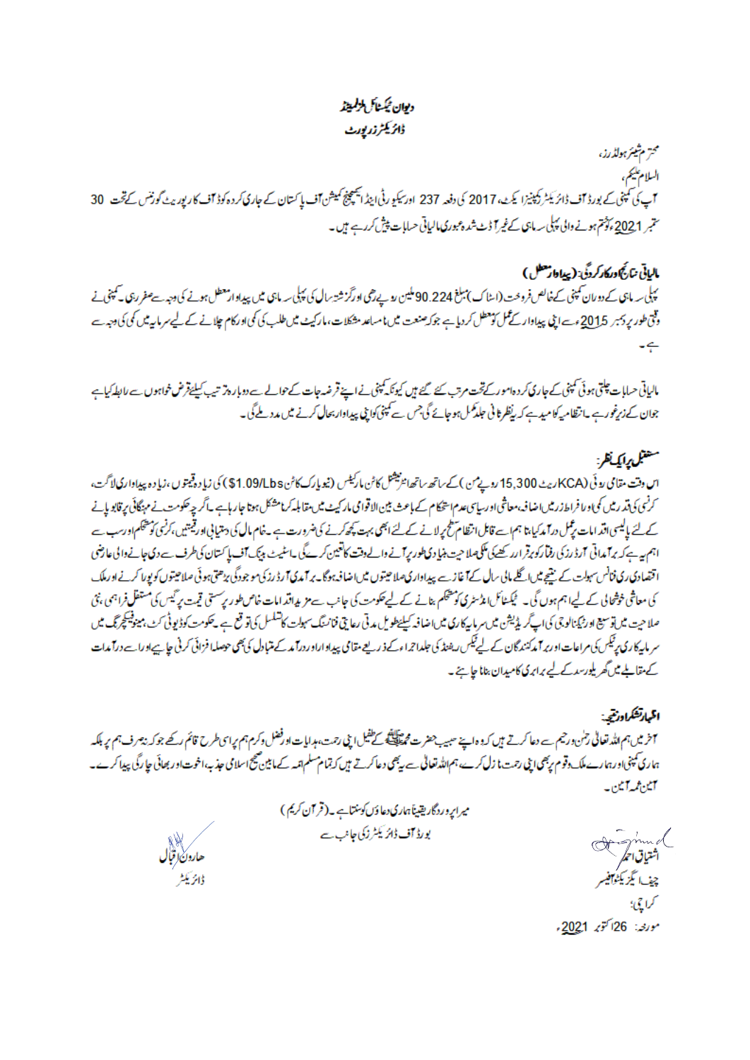# دیوان ٹیکسٹائل ملز لمیٹڈ

## ڈائریکٹرز رپورٹ

محترم شیئرز ہولڈرز،

السلام علیکم،

آپ کی کمپنی کے بورڈ آف ڈائریکٹرز کمپنیز ایکٹ، 2017 کی دفعہ 237 اور سیکیورٹی اینڈ ایکسچینج کمیشن آف پاکستان کے جاری کردہ کوڈ آف کارپوریٹ گورننس کے تحت 30 ستمبر 2021ء کو ختم ہونے والی پہلی سہ ماہی کے غیر آڈٹ شدہ عبوری مالیاتی حسابات پیش کررہے ہیں۔

### مالیاتی نتائج و کارکردگی:۔(پیداوار معطل)

پہلی سہ ماہی کے دوران کمپنی کے خالص فروخت (اسٹاک) مبلغ 90.224 ملین روپے رہی اور گزشتہ سال کی پہلی سہ ماہی میں پیداوار معطل ہونے کی وجہ سے صفر رہی۔ کمپنی نے وقتی طور پر دسمبر 2015ء سے اپنی پیداوار کے عمل کو معطل کردیا ہے جوکہ صنعت میں نامساعد مشکلات، مارکیٹ میں طلب کی کمی اور کام چلانے کے لیے سرمایہ میں کمی کی وجہ سے ہے۔

مالیاتی حسابات چلتی ہوئی کمپنی کے جاری کردہ امور کے تحت مرتب کئے گئے ہیں کیونکہ کمپنی نے اپنے قرضہ جات کے حوالے سے دوبارہ ترتیب کیلئے قرض خواہوں سے رابطہ کیا ہے جوان کے زیرِ غور ہے۔ انتظامیہ کا امید ہے کہ یہ نظر ثانی جلد مکمل ہوجائے گی جس سے کمپنی کو اپنی پیداوار بحال کرنے میں مدد ملے گی۔

### مستقبل پر ایک نظر:۔

اس وقت مقامی روئی (KCA ریٹ 15,300 روپے من) کے ساتھ ساتھ انٹرنیشنل کاٹن مارکیٹس (نیویارک کاٹن $1.09/Lbs) کی زیادہ قیمتوں، زیادہ پیداواری لاگت، کرنسی کی قدر میں کمی وافراطِ زر میں اضافہ، معاشی اور سیاسی عدم استحکام کے باعث بین الاقوامی مارکیٹ میں مقابلہ کرنا مشکل ہوتا جارہا ہے۔ اگرچہ حکومت نے مہنگائی پر قابو پانے کے لئے پالیسی اقدامات پر عمل درآمد کیا تاہم اسے قابل انتظام سطح پر لانے کے لئے ابھی بہت کچھ کرنے کی ضرورت ہے۔ خام مال کی دستیابی اور قیمتیں، کرنسی کو مستحکم اور سب سے اہم یہ ہے کہ برآمداتی آرڈرز کی رفتار کو برقرار رکھنے کی ملکی صلاحیت بنیادی طور پر آنے والے وقت کا تعین کرے گی۔ اسٹیٹ بینک آف پاکستان کی طرف سے دی جانے والی عارضی اقتصادی ری فنانس سہولت کے نتیجے میں اگلے مالی سال کے آغاز سے پیداواری صلاحیتوں میں اضافہ ہوگا۔ برآمدی آرڈرز کی موجودگی بڑھتی ہوئی صلاحیتوں کو پورا کرنے اور ملک کی معاشی خوشحالی کے لیے اہم ہوں گی۔ ٹیکسٹائل انڈسٹری کو مستحکم بنانے کے لیے حکومت کی جانب سے مزید اقدامات خاص طور پر سستی قیمت پر گیس کی مستقل فراہمی، نئی صلاحیت میں توسیع اور ٹیکنالوجی کی اپ گریڈیشن میں سرمایہ کاری میں اضافہ کیلئے طویل مدتی رعایتی فنانسنگ سہولت کا تسلسل کی توقع ہے۔ حکومت کو ڈیوٹی کٹ، مینوفیکچرنگ میں سرمایہ کاری پر ٹیکس کی مراعات اور برآمد کنندگان کے لیے ٹیکس ریفنڈ کی جلد اجراء کے ذریعے مقامی پیداوار اور درآمد کے متبادل کی بھی حوصلہ افزائی کرنی چاہیے اور اسے درآمدات کے مقابلے میں گھریلو رسد کے لیے برابری کا میدان بنانا چاہئے۔

### اظہارِ تشکر اور نتیجہ:۔

آخر میں ہم اللہ تعالیٰ رحمٰن و رحیم سے دعا کرتے ہیں کہ وہ اپنے حبیب حضرت محمد ﷺ کے طفیل اپنی رحمت، ہدایات اور فضل و کرم ہم پر اسی طرح قائم رکھے جو کہ نہ صرف ہم پر بلکہ ہماری کمپنی اور ہمارے ملک و قوم پر بھی اپنی رحمت نازل کرے، ہم اللہ تعالیٰ سے یہ بھی دعا کرتے ہیں کہ تمام مسلم امہ کے مابین صحیح اسلامی جذبہ، اخوت اور بھائی چارگی پیدا کرے۔ آمین ثمہ آمین۔

میرا پروردگار یقیناً ہماری دعاؤں کو سنتا ہے۔ (قرآن کریم)

بورڈ آف ڈائریکٹرز کی جانب سے

اشتیاق احمد
چیف ایگزیکٹو آفیسر

ھارون اقبال
ڈائریکٹر

کراچی:
مورخہ: 26 اکتوبر 2021ء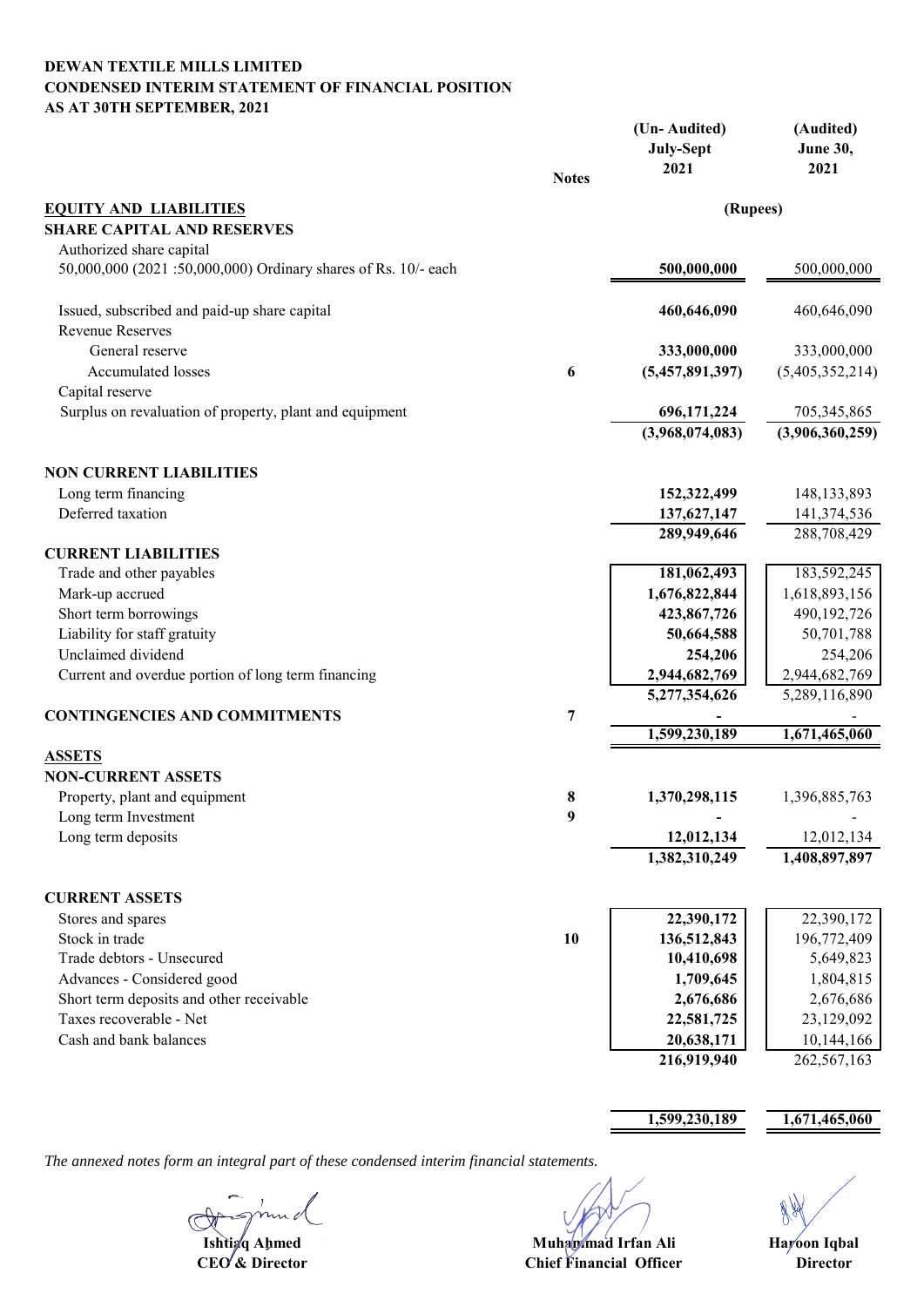**DEWAN TEXTILE MILLS LIMITED**
**CONDENSED INTERIM STATEMENT OF FINANCIAL POSITION**
**AS AT 30TH SEPTEMBER, 2021**

| | Notes | (Un- Audited) July-Sept 2021 | (Audited) June 30, 2021 |
|---|---|---|---|
| | | (Rupees) | |
| **EQUITY AND LIABILITIES** | | | |
| **SHARE CAPITAL AND RESERVES** | | | |
| Authorized share capital | | | |
| 50,000,000 (2021 :50,000,000) Ordinary shares of Rs. 10/- each | | **500,000,000** | 500,000,000 |
| Issued, subscribed and paid-up share capital | | **460,646,090** | 460,646,090 |
| Revenue Reserves | | | |
| General reserve | | **333,000,000** | 333,000,000 |
| Accumulated losses | 6 | **(5,457,891,397)** | (5,405,352,214) |
| Capital reserve | | | |
| Surplus on revaluation of property, plant and equipment | | **696,171,224** | 705,345,865 |
| | | **(3,968,074,083)** | **(3,906,360,259)** |
| **NON CURRENT LIABILITIES** | | | |
| Long term financing | | **152,322,499** | 148,133,893 |
| Deferred taxation | | **137,627,147** | 141,374,536 |
| | | **289,949,646** | 288,708,429 |
| **CURRENT LIABILITIES** | | | |
| Trade and other payables | | **181,062,493** | 183,592,245 |
| Mark-up accrued | | **1,676,822,844** | 1,618,893,156 |
| Short term borrowings | | **423,867,726** | 490,192,726 |
| Liability for staff gratuity | | **50,664,588** | 50,701,788 |
| Unclaimed dividend | | **254,206** | 254,206 |
| Current and overdue portion of long term financing | | **2,944,682,769** | 2,944,682,769 |
| | | **5,277,354,626** | 5,289,116,890 |
| **CONTINGENCIES AND COMMITMENTS** | 7 | **-** | - |
| | | **1,599,230,189** | **1,671,465,060** |
| **ASSETS** | | | |
| **NON-CURRENT ASSETS** | | | |
| Property, plant and equipment | 8 | **1,370,298,115** | 1,396,885,763 |
| Long term Investment | 9 | **-** | - |
| Long term deposits | | **12,012,134** | 12,012,134 |
| | | **1,382,310,249** | **1,408,897,897** |
| **CURRENT ASSETS** | | | |
| Stores and spares | | **22,390,172** | 22,390,172 |
| Stock in trade | 10 | **136,512,843** | 196,772,409 |
| Trade debtors - Unsecured | | **10,410,698** | 5,649,823 |
| Advances - Considered good | | **1,709,645** | 1,804,815 |
| Short term deposits and other receivable | | **2,676,686** | 2,676,686 |
| Taxes recoverable - Net | | **22,581,725** | 23,129,092 |
| Cash and bank balances | | **20,638,171** | 10,144,166 |
| | | **216,919,940** | 262,567,163 |
| | | **1,599,230,189** | **1,671,465,060** |

*The annexed notes form an integral part of these condensed interim financial statements.*

| **Ishtiaq Ahmed** | **Muhammad Irfan Ali** | **Haroon Iqbal** |
|---|---|---|
| **CEO & Director** | **Chief Financial Officer** | **Director** |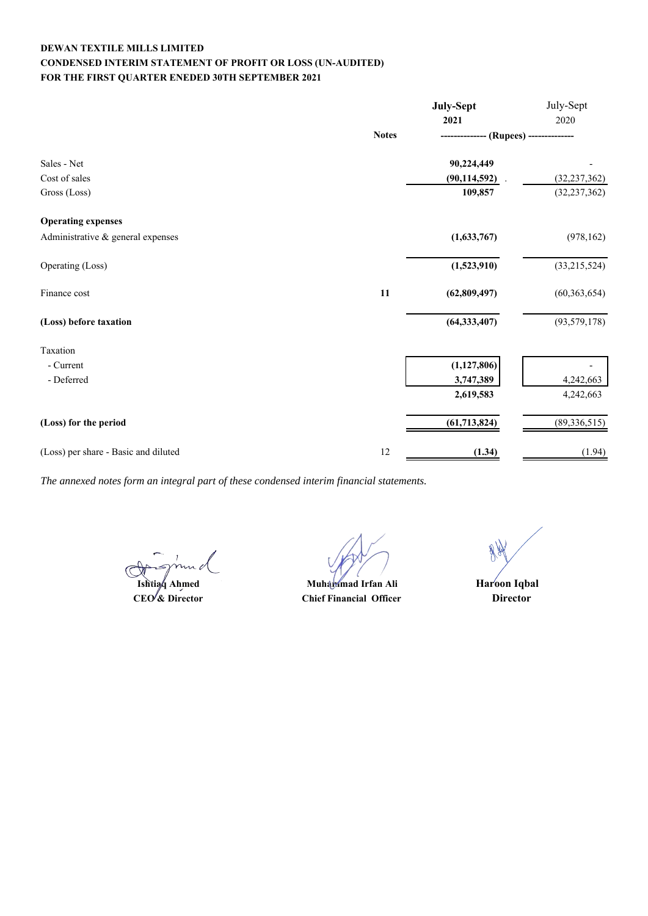**DEWAN TEXTILE MILLS LIMITED**
**CONDENSED INTERIM STATEMENT OF PROFIT OR LOSS (UN-AUDITED)**
**FOR THE FIRST QUARTER ENEDED 30TH SEPTEMBER 2021**

| | Notes | **July-Sept 2021** | July-Sept 2020 |
|---|---|---|---|
| | | **-------------- (Rupees) --------------** | |
| Sales - Net | | **90,224,449** | - |
| Cost of sales | | **(90,114,592)** | (32,237,362) |
| Gross (Loss) | | **109,857** | (32,237,362) |
| **Operating expenses** | | | |
| Administrative & general expenses | | **(1,633,767)** | (978,162) |
| Operating (Loss) | | **(1,523,910)** | (33,215,524) |
| Finance cost | **11** | **(62,809,497)** | (60,363,654) |
| **(Loss) before taxation** | | **(64,333,407)** | (93,579,178) |
| Taxation | | | |
| - Current | | **(1,127,806)** | - |
| - Deferred | | **3,747,389** | 4,242,663 |
| | | **2,619,583** | 4,242,663 |
| **(Loss) for the period** | | **(61,713,824)** | (89,336,515) |
| (Loss) per share - Basic and diluted | 12 | **(1.34)** | (1.94) |

*The annexed notes form an integral part of these condensed interim financial statements.*

| **Ishtiaq Ahmed** | **Muhammad Irfan Ali** | **Haroon Iqbal** |
|---|---|---|
| **CEO & Director** | **Chief Financial Officer** | **Director** |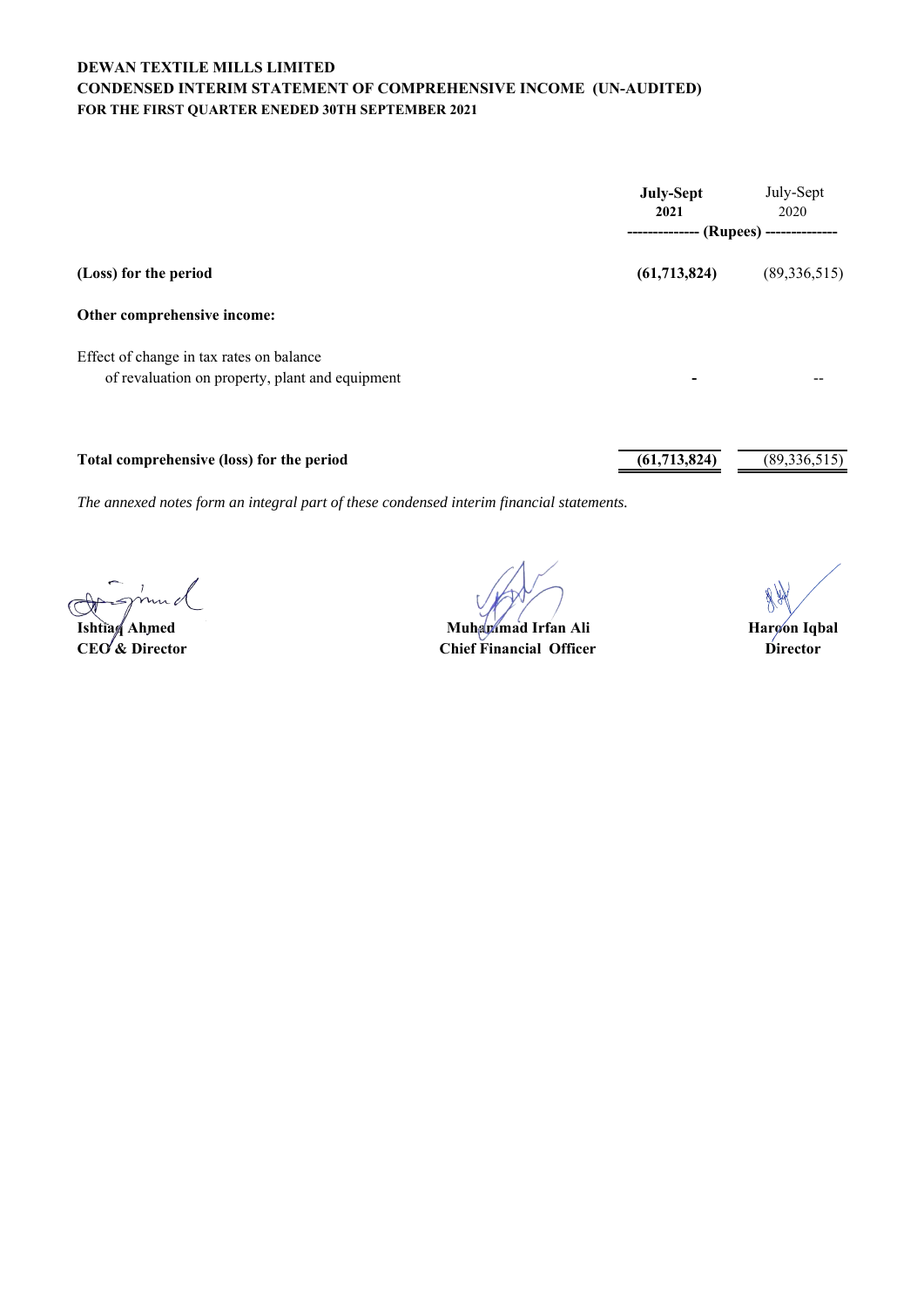**DEWAN TEXTILE MILLS LIMITED**
**CONDENSED INTERIM STATEMENT OF COMPREHENSIVE INCOME (UN-AUDITED)**
**FOR THE FIRST QUARTER ENEDED 30TH SEPTEMBER 2021**

| | **July-Sept 2021** | July-Sept 2020 |
|---|---|---|
| | -------------- (Rupees) -------------- | |
| **(Loss) for the period** | **(61,713,824)** | (89,336,515) |
| **Other comprehensive income:** | | |
| Effect of change in tax rates on balance of revaluation on property, plant and equipment | - | -- |
| **Total comprehensive (loss) for the period** | **(61,713,824)** | (89,336,515) |

*The annexed notes form an integral part of these condensed interim financial statements.*

| | | |
|---|---|---|
| **Ishtiaq Ahmed** | **Muhammad Irfan Ali** | **Haroon Iqbal** |
| **CEO & Director** | **Chief Financial Officer** | **Director** |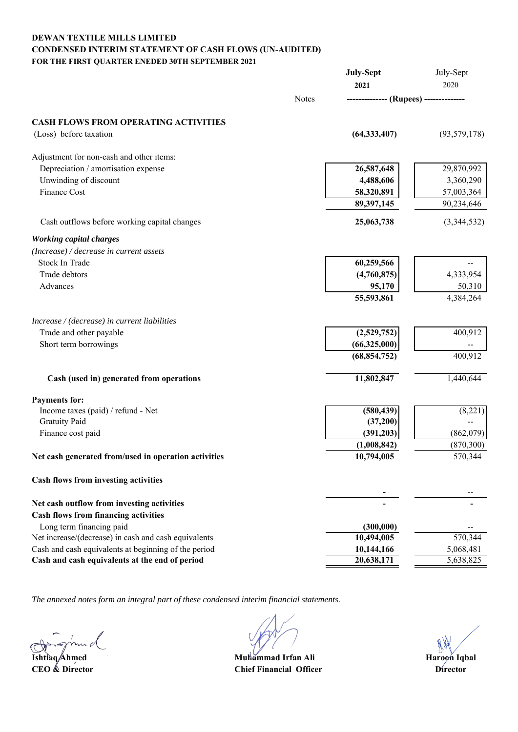**DEWAN TEXTILE MILLS LIMITED**
**CONDENSED INTERIM STATEMENT OF CASH FLOWS (UN-AUDITED)**
**FOR THE FIRST QUARTER ENEDED 30TH SEPTEMBER 2021**

| | Notes | **July-Sept 2021** | July-Sept 2020 |
|---|---|---|---|
| | | ------------- (Rupees) | ------------- |
| **CASH FLOWS FROM OPERATING ACTIVITIES** | | | |
| (Loss) before taxation | | **(64,333,407)** | (93,579,178) |
| Adjustment for non-cash and other items: | | | |
| Depreciation / amortisation expense | | **26,587,648** | 29,870,992 |
| Unwinding of discount | | **4,488,606** | 3,360,290 |
| Finance Cost | | **58,320,891** | 57,003,364 |
| | | **89,397,145** | 90,234,646 |
| Cash outflows before working capital changes | | **25,063,738** | (3,344,532) |
| ***Working capital charges*** | | | |
| *(Increase) / decrease in current assets* | | | |
| Stock In Trade | | **60,259,566** | -- |
| Trade debtors | | **(4,760,875)** | 4,333,954 |
| Advances | | **95,170** | 50,310 |
| | | **55,593,861** | 4,384,264 |
| *Increase / (decrease) in current liabilities* | | | |
| Trade and other payable | | **(2,529,752)** | 400,912 |
| Short term borrowings | | **(66,325,000)** | -- |
| | | **(68,854,752)** | 400,912 |
| **Cash (used in) generated from operations** | | **11,802,847** | 1,440,644 |
| **Payments for:** | | | |
| Income taxes (paid) / refund - Net | | **(580,439)** | (8,221) |
| Gratuity Paid | | **(37,200)** | -- |
| Finance cost paid | | **(391,203)** | (862,079) |
| | | **(1,008,842)** | (870,300) |
| **Net cash generated from/used in operation activities** | | **10,794,005** | 570,344 |
| **Cash flows from investing activities** | | | |
| | | **-** | -- |
| **Net cash outflow from investing activities** | | **-** | **-** |
| **Cash flows from financing activities** | | | |
| Long term financing paid | | **(300,000)** | -- |
| Net increase/(decrease) in cash and cash equivalents | | **10,494,005** | 570,344 |
| Cash and cash equivalents at beginning of the period | | **10,144,166** | 5,068,481 |
| **Cash and cash equivalents at the end of period** | | **20,638,171** | 5,638,825 |

*The annexed notes form an integral part of these condensed interim financial statements.*

| **Ishtiaq Ahmed** | **Muhammad Irfan Ali** | **Haroon Iqbal** |
|---|---|---|
| **CEO & Director** | **Chief Financial Officer** | **Director** |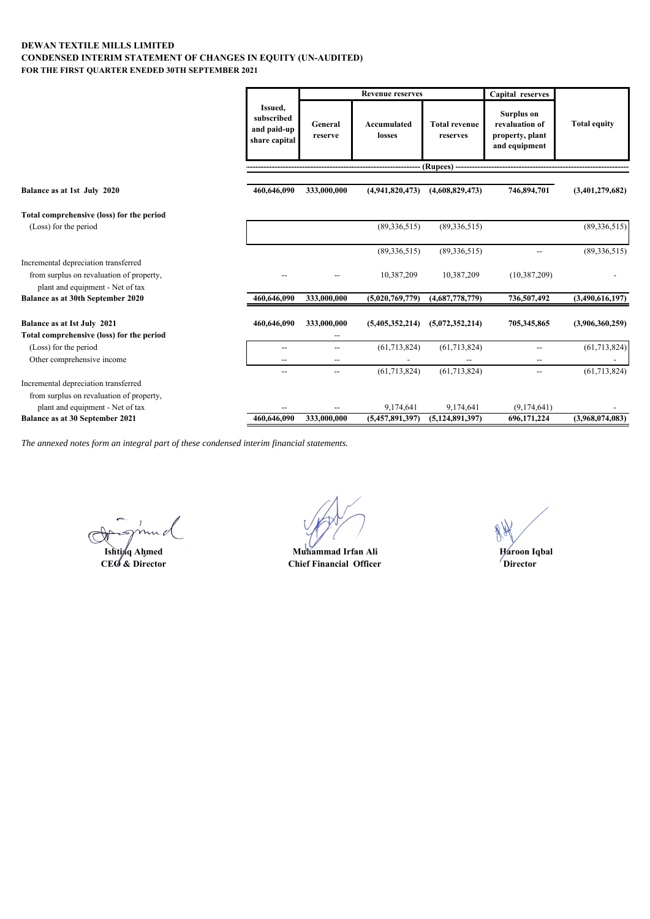**DEWAN TEXTILE MILLS LIMITED**
**CONDENSED INTERIM STATEMENT OF CHANGES IN EQUITY (UN-AUDITED)**
**FOR THE FIRST QUARTER ENEDED 30TH SEPTEMBER 2021**

| | Issued, subscribed and paid-up share capital | Revenue reserves | | | Capital reserves | Total equity |
|---|---|---|---|---|---|---|
| | | General reserve | Accumulated losses | Total revenue reserves | Surplus on revaluation of property, plant and equipment | |
| | ---------- | ---------- | ---------- | (Rupees) | ---------- | ---------- |
| **Balance as at 1st July 2020** | **460,646,090** | **333,000,000** | **(4,941,820,473)** | **(4,608,829,473)** | **746,894,701** | **(3,401,279,682)** |
| **Total comprehensive (loss) for the period** | | | | | | |
| (Loss) for the period | | | (89,336,515) | (89,336,515) | | (89,336,515) |
| | | | (89,336,515) | (89,336,515) | -- | (89,336,515) |
| Incremental depreciation transferred from surplus on revaluation of property, plant and equipment - Net of tax | -- | -- | 10,387,209 | 10,387,209 | (10,387,209) | - |
| **Balance as at 30th September 2020** | **460,646,090** | **333,000,000** | **(5,020,769,779)** | **(4,687,778,779)** | **736,507,492** | **(3,490,616,197)** |
| **Balance as at Ist July 2021** | **460,646,090** | **333,000,000** | **(5,405,352,214)** | **(5,072,352,214)** | **705,345,865** | **(3,906,360,259)** |
| **Total comprehensive (loss) for the period** | | -- | | | | |
| (Loss) for the period | -- | -- | (61,713,824) | (61,713,824) | -- | (61,713,824) |
| Other comprehensive income | -- | -- | - | -- | -- | - |
| | -- | -- | (61,713,824) | (61,713,824) | -- | (61,713,824) |
| Incremental depreciation transferred from surplus on revaluation of property, plant and equipment - Net of tax | -- | -- | 9,174,641 | 9,174,641 | (9,174,641) | - |
| **Balance as at 30 September 2021** | **460,646,090** | **333,000,000** | **(5,457,891,397)** | **(5,124,891,397)** | **696,171,224** | **(3,968,074,083)** |

*The annexed notes form an integral part of these condensed interim financial statements.*

| **Ishtiaq Ahmed** | **Muhammad Irfan Ali** | **Haroon Iqbal** |
|---|---|---|
| **CEO & Director** | **Chief Financial Officer** | **Director** |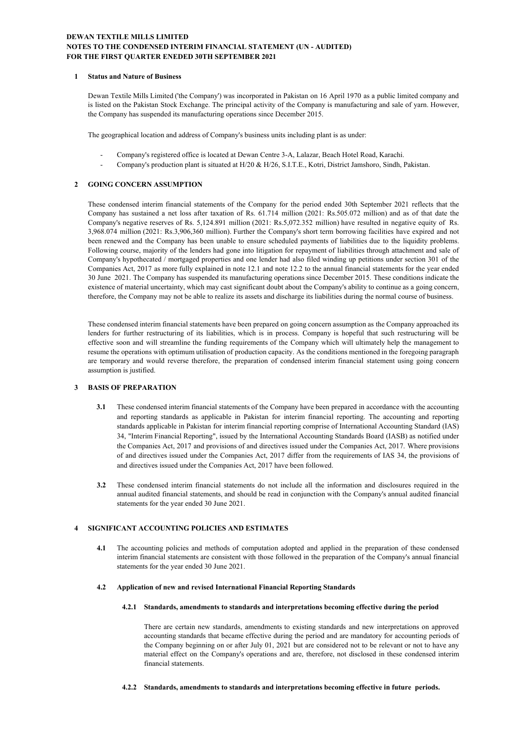**DEWAN TEXTILE MILLS LIMITED**
**NOTES TO THE CONDENSED INTERIM FINANCIAL STATEMENT (UN - AUDITED)**
**FOR THE FIRST QUARTER ENEDED 30TH SEPTEMBER 2021**

## 1 Status and Nature of Business

Dewan Textile Mills Limited ('the Company') was incorporated in Pakistan on 16 April 1970 as a public limited company and is listed on the Pakistan Stock Exchange. The principal activity of the Company is manufacturing and sale of yarn. However, the Company has suspended its manufacturing operations since December 2015.

The geographical location and address of Company's business units including plant is as under:

- Company's registered office is located at Dewan Centre 3-A, Lalazar, Beach Hotel Road, Karachi.
- Company's production plant is situated at H/20 & H/26, S.I.T.E., Kotri, District Jamshoro, Sindh, Pakistan.

## 2 GOING CONCERN ASSUMPTION

These condensed interim financial statements of the Company for the period ended 30th September 2021 reflects that the Company has sustained a net loss after taxation of Rs. 61.714 million (2021: Rs.505.072 million) and as of that date the Company's negative reserves of Rs. 5,124.891 million (2021: Rs.5,072.352 million) have resulted in negative equity of Rs. 3,968.074 million (2021: Rs.3,906,360 million). Further the Company's short term borrowing facilities have expired and not been renewed and the Company has been unable to ensure scheduled payments of liabilities due to the liquidity problems. Following course, majority of the lenders had gone into litigation for repayment of liabilities through attachment and sale of Company's hypothecated / mortgaged properties and one lender had also filed winding up petitions under section 301 of the Companies Act, 2017 as more fully explained in note 12.1 and note 12.2 to the annual financial statements for the year ended 30 June 2021. The Company has suspended its manufacturing operations since December 2015. These conditions indicate the existence of material uncertainty, which may cast significant doubt about the Company's ability to continue as a going concern, therefore, the Company may not be able to realize its assets and discharge its liabilities during the normal course of business.

These condensed interim financial statements have been prepared on going concern assumption as the Company approached its lenders for further restructuring of its liabilities, which is in process. Company is hopeful that such restructuring will be effective soon and will streamline the funding requirements of the Company which will ultimately help the management to resume the operations with optimum utilisation of production capacity. As the conditions mentioned in the foregoing paragraph are temporary and would reverse therefore, the preparation of condensed interim financial statement using going concern assumption is justified.

## 3 BASIS OF PREPARATION

**3.1** These condensed interim financial statements of the Company have been prepared in accordance with the accounting and reporting standards as applicable in Pakistan for interim financial reporting. The accounting and reporting standards applicable in Pakistan for interim financial reporting comprise of International Accounting Standard (IAS) 34, "Interim Financial Reporting", issued by the International Accounting Standards Board (IASB) as notified under the Companies Act, 2017 and provisions of and directives issued under the Companies Act, 2017. Where provisions of and directives issued under the Companies Act, 2017 differ from the requirements of IAS 34, the provisions of and directives issued under the Companies Act, 2017 have been followed.

**3.2** These condensed interim financial statements do not include all the information and disclosures required in the annual audited financial statements, and should be read in conjunction with the Company's annual audited financial statements for the year ended 30 June 2021.

## 4 SIGNIFICANT ACCOUNTING POLICIES AND ESTIMATES

**4.1** The accounting policies and methods of computation adopted and applied in the preparation of these condensed interim financial statements are consistent with those followed in the preparation of the Company's annual financial statements for the year ended 30 June 2021.

### 4.2 Application of new and revised International Financial Reporting Standards

#### 4.2.1 Standards, amendments to standards and interpretations becoming effective during the period

There are certain new standards, amendments to existing standards and new interpretations on approved accounting standards that became effective during the period and are mandatory for accounting periods of the Company beginning on or after July 01, 2021 but are considered not to be relevant or not to have any material effect on the Company's operations and are, therefore, not disclosed in these condensed interim financial statements.

#### 4.2.2 Standards, amendments to standards and interpretations becoming effective in future periods.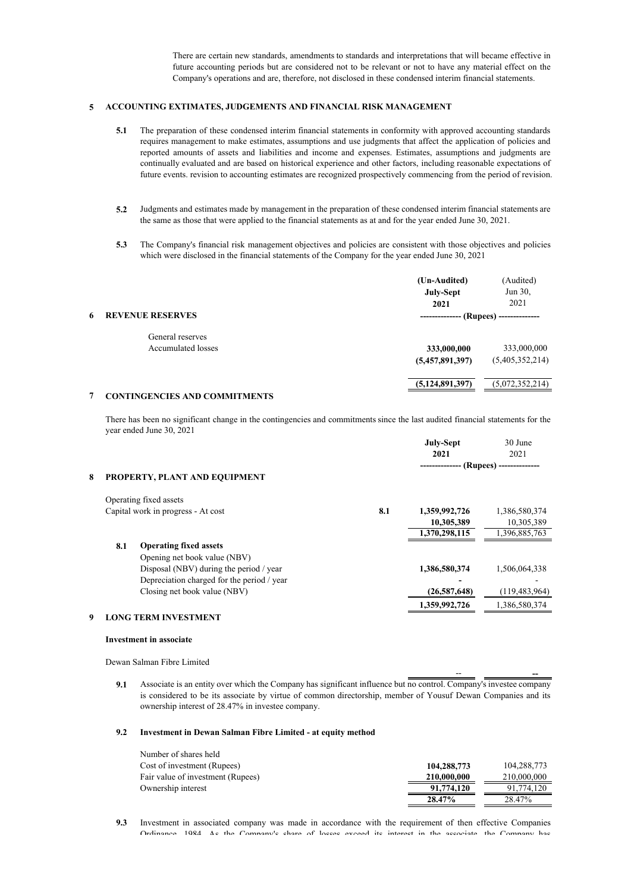There are certain new standards, amendments to standards and interpretations that will became effective in future accounting periods but are considered not to be relevant or not to have any material effect on the Company's operations and are, therefore, not disclosed in these condensed interim financial statements.

## 5 ACCOUNTING EXTIMATES, JUDGEMENTS AND FINANCIAL RISK MANAGEMENT

**5.1** The preparation of these condensed interim financial statements in conformity with approved accounting standards requires management to make estimates, assumptions and use judgments that affect the application of policies and reported amounts of assets and liabilities and income and expenses. Estimates, assumptions and judgments are continually evaluated and are based on historical experience and other factors, including reasonable expectations of future events. revision to accounting estimates are recognized prospectively commencing from the period of revision.

**5.2** Judgments and estimates made by management in the preparation of these condensed interim financial statements are the same as those that were applied to the financial statements as at and for the year ended June 30, 2021.

**5.3** The Company's financial risk management objectives and policies are consistent with those objectives and policies which were disclosed in the financial statements of the Company for the year ended June 30, 2021

## 6 REVENUE RESERVES

| | (Un-Audited) July-Sept 2021 | (Audited) Jun 30, 2021 |
|---|---|---|
| | -------------- (Rupees) -------------- | |
| General reserves | | |
| Accumulated losses | **333,000,000** | 333,000,000 |
| | **(5,457,891,397)** | (5,405,352,214) |
| | **(5,124,891,397)** | (5,072,352,214) |

## 7 CONTINGENCIES AND COMMITMENTS

There has been no significant change in the contingencies and commitments since the last audited financial statements for the year ended June 30, 2021

## 8 PROPERTY, PLANT AND EQUIPMENT

| | Note | July-Sept 2021 | 30 June 2021 |
|---|---|---|---|
| | | -------------- (Rupees) -------------- | |
| Operating fixed assets | | | |
| Capital work in progress - At cost | 8.1 | **1,359,992,726** | 1,386,580,374 |
| | | **10,305,389** | 10,305,389 |
| | | **1,370,298,115** | 1,396,885,763 |

**8.1 Operating fixed assets**

| | July-Sept 2021 | 30 June 2021 |
|---|---|---|
| Opening net book value (NBV) | | |
| Disposal (NBV) during the period / year | **1,386,580,374** | 1,506,064,338 |
| Depreciation charged for the period / year | **-** | - |
| Closing net book value (NBV) | **(26,587,648)** | (119,483,964) |
| | **1,359,992,726** | 1,386,580,374 |

## 9 LONG TERM INVESTMENT

**Investment in associate**

| | July-Sept 2021 | 30 June 2021 |
|---|---|---|
| Dewan Salman Fibre Limited | -- | **--** |

**9.1** Associate is an entity over which the Company has significant influence but no control. Company's investee company is considered to be its associate by virtue of common directorship, member of Yousuf Dewan Companies and its ownership interest of 28.47% in investee company.

**9.2 Investment in Dewan Salman Fibre Limited - at equity method**

| | July-Sept 2021 | 30 June 2021 |
|---|---|---|
| Number of shares held | | |
| Cost of investment (Rupees) | **104,288,773** | 104,288,773 |
| Fair value of investment (Rupees) | **210,000,000** | 210,000,000 |
| Ownership interest | **91,774,120** | 91,774,120 |
| | **28.47%** | 28.47% |

**9.3** Investment in associated company was made in accordance with the requirement of then effective Companies Ordinance, 1984. As the Company's share of losses exceed its interest in the associate, the Company has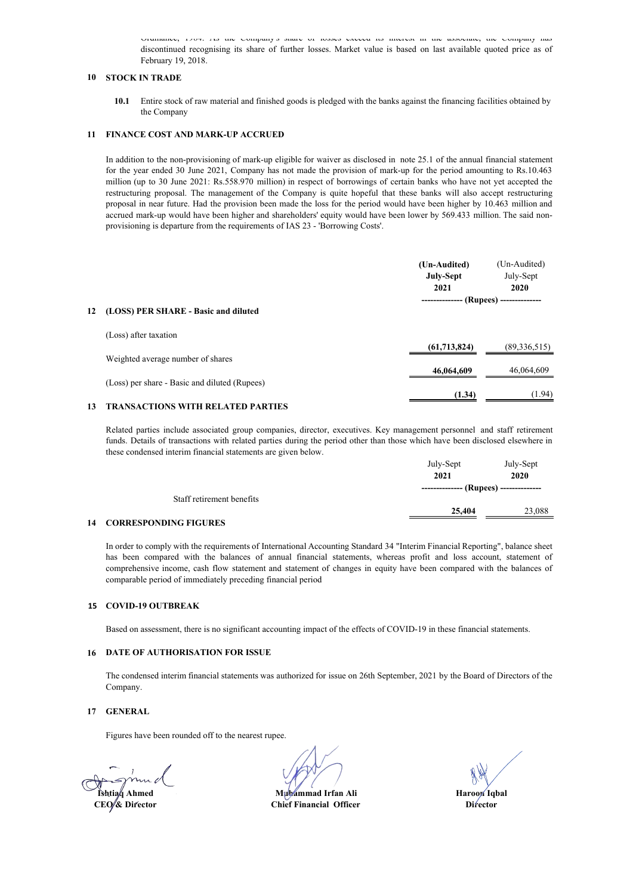Ordinance, 1984. As the Company's share of losses exceed its interest in the associate, the Company has discontinued recognising its share of further losses. Market value is based on last available quoted price as of February 19, 2018.

## 10 STOCK IN TRADE

**10.1** Entire stock of raw material and finished goods is pledged with the banks against the financing facilities obtained by the Company

## 11 FINANCE COST AND MARK-UP ACCRUED

In addition to the non-provisioning of mark-up eligible for waiver as disclosed in note 25.1 of the annual financial statement for the year ended 30 June 2021, Company has not made the provision of mark-up for the period amounting to Rs.10.463 million (up to 30 June 2021: Rs.558.970 million) in respect of borrowings of certain banks who have not yet accepted the restructuring proposal. The management of the Company is quite hopeful that these banks will also accept restructuring proposal in near future. Had the provision been made the loss for the period would have been higher by 10.463 million and accrued mark-up would have been higher and shareholders' equity would have been lower by 569.433 million. The said non-provisioning is departure from the requirements of IAS 23 - 'Borrowing Costs'.

## 12 (LOSS) PER SHARE - Basic and diluted

| | **(Un-Audited) July-Sept 2021** | (Un-Audited) July-Sept 2020 |
|---|---|---|
| | -------------- (Rupees) -------------- | |
| (Loss) after taxation | **(61,713,824)** | (89,336,515) |
| Weighted average number of shares | **46,064,609** | 46,064,609 |
| (Loss) per share - Basic and diluted (Rupees) | **(1.34)** | (1.94) |

## 13 TRANSACTIONS WITH RELATED PARTIES

Related parties include associated group companies, director, executives. Key management personnel and staff retirement funds. Details of transactions with related parties during the period other than those which have been disclosed elsewhere in these condensed interim financial statements are given below.

| | July-Sept **2021** | July-Sept **2020** |
|---|---|---|
| | -------------- (Rupees) -------------- | |
| Staff retirement benefits | **25,404** | 23,088 |

## 14 CORRESPONDING FIGURES

In order to comply with the requirements of International Accounting Standard 34 "Interim Financial Reporting", balance sheet has been compared with the balances of annual financial statements, whereas profit and loss account, statement of comprehensive income, cash flow statement and statement of changes in equity have been compared with the balances of comparable period of immediately preceding financial period

## 15 COVID-19 OUTBREAK

Based on assessment, there is no significant accounting impact of the effects of COVID-19 in these financial statements.

## 16 DATE OF AUTHORISATION FOR ISSUE

The condensed interim financial statements was authorized for issue on 26th September, 2021 by the Board of Directors of the Company.

## 17 GENERAL

Figures have been rounded off to the nearest rupee.

**Ishtiaq Ahmed**
**CEO & Director**

**Muhammad Irfan Ali**
**Chief Financial Officer**

**Haroon Iqbal**
**Director**